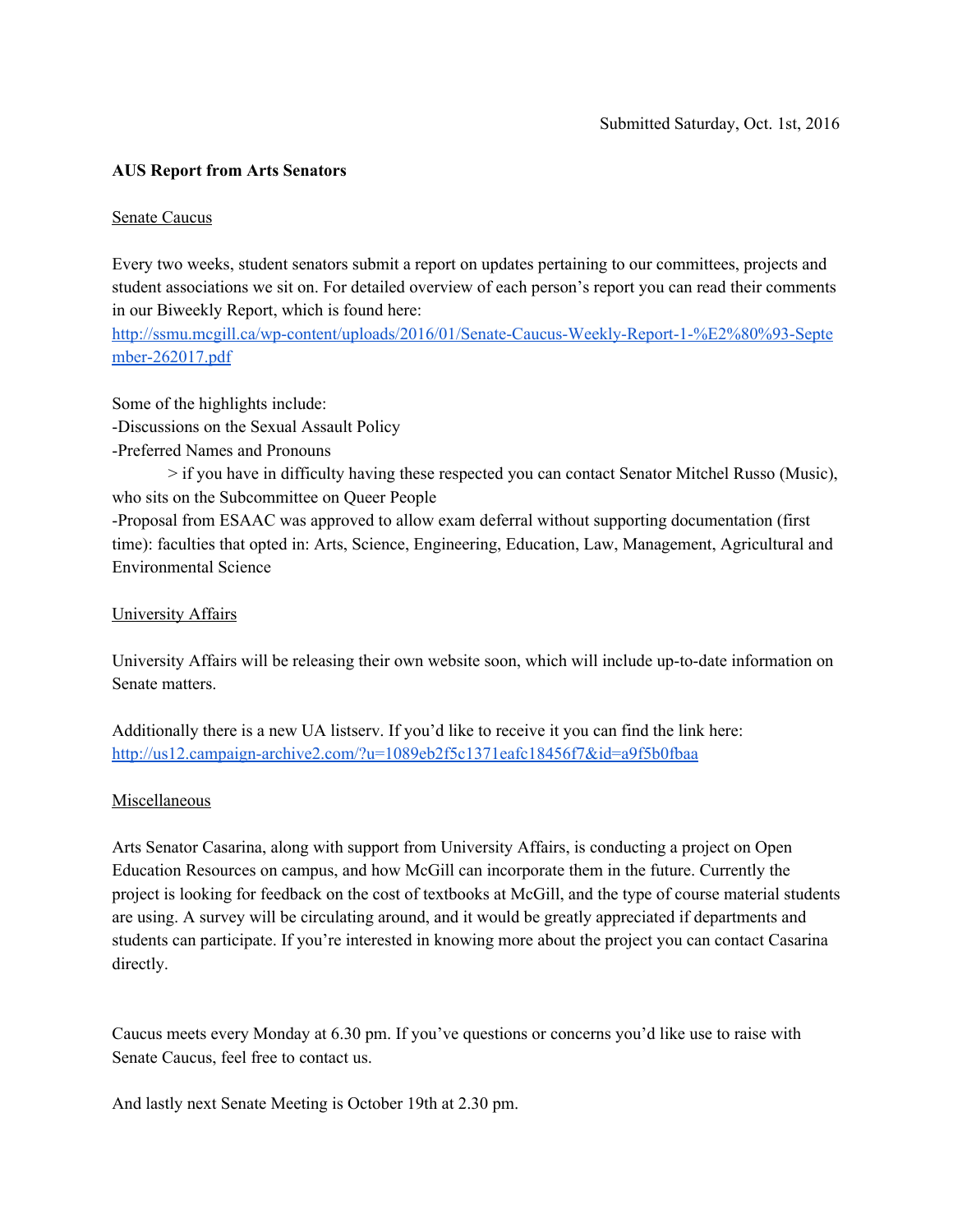Submitted Saturday, Oct. 1st, 2016

**AUS Report from Arts Senators**

Senate Caucus

Every two weeks, student senators submit a report on updates pertaining to our committees, projects and student associations we sit on. For detailed overview of each person's report you can read their comments in our Biweekly Report, which is found here:
http://ssmu.mcgill.ca/wp-content/uploads/2016/01/Senate-Caucus-Weekly-Report-1-%E2%80%93-September-262017.pdf

Some of the highlights include:
-Discussions on the Sexual Assault Policy
-Preferred Names and Pronouns
> if you have in difficulty having these respected you can contact Senator Mitchel Russo (Music), who sits on the Subcommittee on Queer People
-Proposal from ESAAC was approved to allow exam deferral without supporting documentation (first time): faculties that opted in: Arts, Science, Engineering, Education, Law, Management, Agricultural and Environmental Science

University Affairs

University Affairs will be releasing their own website soon, which will include up-to-date information on Senate matters.

Additionally there is a new UA listserv. If you'd like to receive it you can find the link here:
http://us12.campaign-archive2.com/?u=1089eb2f5c1371eafc18456f7&id=a9f5b0fbaa

Miscellaneous

Arts Senator Casarina, along with support from University Affairs, is conducting a project on Open Education Resources on campus, and how McGill can incorporate them in the future. Currently the project is looking for feedback on the cost of textbooks at McGill, and the type of course material students are using. A survey will be circulating around, and it would be greatly appreciated if departments and students can participate. If you're interested in knowing more about the project you can contact Casarina directly.

Caucus meets every Monday at 6.30 pm. If you've questions or concerns you'd like use to raise with Senate Caucus, feel free to contact us.

And lastly next Senate Meeting is October 19th at 2.30 pm.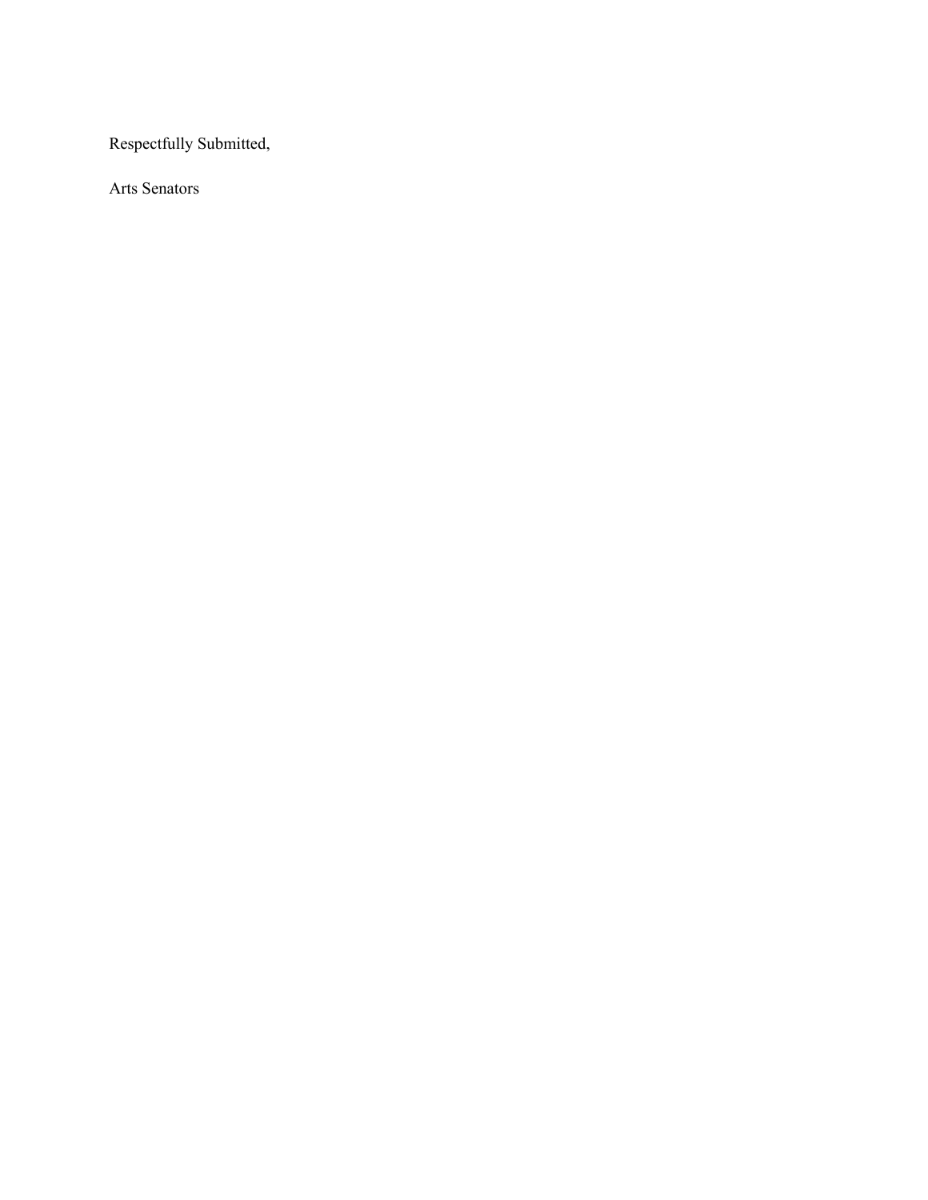Respectfully Submitted,

Arts Senators